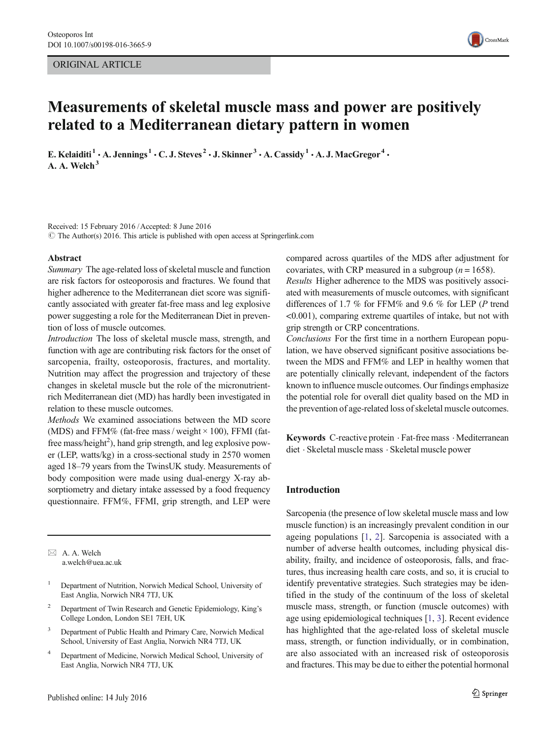ORIGINAL ARTICLE

# Measurements of skeletal muscle mass and power are positively related to a Mediterranean dietary pattern in women

E. Kelaiditi[1] · A. Jennings[1] · C. J. Steves[2] · J. Skinner[3] · A. Cassidy[1] · A. J. MacGregor[4] · A. A. Welch[3]

Received: 15 February 2016 / Accepted: 8 June 2016
© The Author(s) 2016. This article is published with open access at Springerlink.com

## Abstract

*Summary* The age-related loss of skeletal muscle and function are risk factors for osteoporosis and fractures. We found that higher adherence to the Mediterranean diet score was significantly associated with greater fat-free mass and leg explosive power suggesting a role for the Mediterranean Diet in prevention of loss of muscle outcomes.

*Introduction* The loss of skeletal muscle mass, strength, and function with age are contributing risk factors for the onset of sarcopenia, frailty, osteoporosis, fractures, and mortality. Nutrition may affect the progression and trajectory of these changes in skeletal muscle but the role of the micronutrient-rich Mediterranean diet (MD) has hardly been investigated in relation to these muscle outcomes.

*Methods* We examined associations between the MD score (MDS) and FFM% (fat-free mass / weight × 100), FFMI (fat-free mass/height$^2$), hand grip strength, and leg explosive power (LEP, watts/kg) in a cross-sectional study in 2570 women aged 18–79 years from the TwinsUK study. Measurements of body composition were made using dual-energy X-ray absorptiometry and dietary intake assessed by a food frequency questionnaire. FFM%, FFMI, grip strength, and LEP were compared across quartiles of the MDS after adjustment for covariates, with CRP measured in a subgroup ($n = 1658$).

*Results* Higher adherence to the MDS was positively associated with measurements of muscle outcomes, with significant differences of 1.7 % for FFM% and 9.6 % for LEP ($P$ trend <0.001), comparing extreme quartiles of intake, but not with grip strength or CRP concentrations.

*Conclusions* For the first time in a northern European population, we have observed significant positive associations between the MDS and FFM% and LEP in healthy women that are potentially clinically relevant, independent of the factors known to influence muscle outcomes. Our findings emphasize the potential role for overall diet quality based on the MD in the prevention of age-related loss of skeletal muscle outcomes.

**Keywords** C-reactive protein · Fat-free mass · Mediterranean diet · Skeletal muscle mass · Skeletal muscle power

✉ A. A. Welch
a.welch@uea.ac.uk

[1] Department of Nutrition, Norwich Medical School, University of East Anglia, Norwich NR4 7TJ, UK

[2] Department of Twin Research and Genetic Epidemiology, King's College London, London SE1 7EH, UK

[3] Department of Public Health and Primary Care, Norwich Medical School, University of East Anglia, Norwich NR4 7TJ, UK

[4] Department of Medicine, Norwich Medical School, University of East Anglia, Norwich NR4 7TJ, UK

## Introduction

Sarcopenia (the presence of low skeletal muscle mass and low muscle function) is an increasingly prevalent condition in our ageing populations [1, 2]. Sarcopenia is associated with a number of adverse health outcomes, including physical disability, frailty, and incidence of osteoporosis, falls, and fractures, thus increasing health care costs, and so, it is crucial to identify preventative strategies. Such strategies may be identified in the study of the continuum of the loss of skeletal muscle mass, strength, or function (muscle outcomes) with age using epidemiological techniques [1, 3]. Recent evidence has highlighted that the age-related loss of skeletal muscle mass, strength, or function individually, or in combination, are also associated with an increased risk of osteoporosis and fractures. This may be due to either the potential hormonal

Published online: 14 July 2016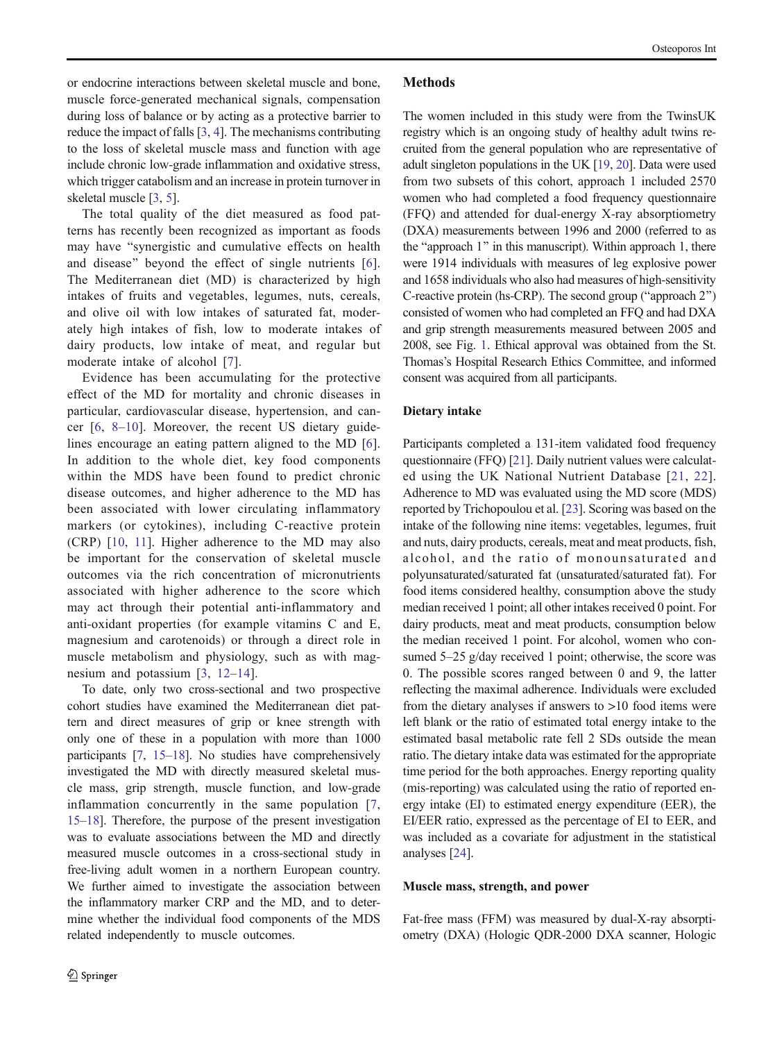or endocrine interactions between skeletal muscle and bone, muscle force-generated mechanical signals, compensation during loss of balance or by acting as a protective barrier to reduce the impact of falls [3, 4]. The mechanisms contributing to the loss of skeletal muscle mass and function with age include chronic low-grade inflammation and oxidative stress, which trigger catabolism and an increase in protein turnover in skeletal muscle [3, 5].

The total quality of the diet measured as food patterns has recently been recognized as important as foods may have "synergistic and cumulative effects on health and disease" beyond the effect of single nutrients [6]. The Mediterranean diet (MD) is characterized by high intakes of fruits and vegetables, legumes, nuts, cereals, and olive oil with low intakes of saturated fat, moderately high intakes of fish, low to moderate intakes of dairy products, low intake of meat, and regular but moderate intake of alcohol [7].

Evidence has been accumulating for the protective effect of the MD for mortality and chronic diseases in particular, cardiovascular disease, hypertension, and cancer [6, 8–10]. Moreover, the recent US dietary guidelines encourage an eating pattern aligned to the MD [6]. In addition to the whole diet, key food components within the MDS have been found to predict chronic disease outcomes, and higher adherence to the MD has been associated with lower circulating inflammatory markers (or cytokines), including C-reactive protein (CRP) [10, 11]. Higher adherence to the MD may also be important for the conservation of skeletal muscle outcomes via the rich concentration of micronutrients associated with higher adherence to the score which may act through their potential anti-inflammatory and anti-oxidant properties (for example vitamins C and E, magnesium and carotenoids) or through a direct role in muscle metabolism and physiology, such as with magnesium and potassium [3, 12–14].

To date, only two cross-sectional and two prospective cohort studies have examined the Mediterranean diet pattern and direct measures of grip or knee strength with only one of these in a population with more than 1000 participants [7, 15–18]. No studies have comprehensively investigated the MD with directly measured skeletal muscle mass, grip strength, muscle function, and low-grade inflammation concurrently in the same population [7, 15–18]. Therefore, the purpose of the present investigation was to evaluate associations between the MD and directly measured muscle outcomes in a cross-sectional study in free-living adult women in a northern European country. We further aimed to investigate the association between the inflammatory marker CRP and the MD, and to determine whether the individual food components of the MDS related independently to muscle outcomes.

## Methods

The women included in this study were from the TwinsUK registry which is an ongoing study of healthy adult twins recruited from the general population who are representative of adult singleton populations in the UK [19, 20]. Data were used from two subsets of this cohort, approach 1 included 2570 women who had completed a food frequency questionnaire (FFQ) and attended for dual-energy X-ray absorptiometry (DXA) measurements between 1996 and 2000 (referred to as the "approach 1" in this manuscript). Within approach 1, there were 1914 individuals with measures of leg explosive power and 1658 individuals who also had measures of high-sensitivity C-reactive protein (hs-CRP). The second group ("approach 2") consisted of women who had completed an FFQ and had DXA and grip strength measurements measured between 2005 and 2008, see Fig. 1. Ethical approval was obtained from the St. Thomas's Hospital Research Ethics Committee, and informed consent was acquired from all participants.

### Dietary intake

Participants completed a 131-item validated food frequency questionnaire (FFQ) [21]. Daily nutrient values were calculated using the UK National Nutrient Database [21, 22]. Adherence to MD was evaluated using the MD score (MDS) reported by Trichopoulou et al. [23]. Scoring was based on the intake of the following nine items: vegetables, legumes, fruit and nuts, dairy products, cereals, meat and meat products, fish, alcohol, and the ratio of monounsaturated and polyunsaturated/saturated fat (unsaturated/saturated fat). For food items considered healthy, consumption above the study median received 1 point; all other intakes received 0 point. For dairy products, meat and meat products, consumption below the median received 1 point. For alcohol, women who consumed 5–25 g/day received 1 point; otherwise, the score was 0. The possible scores ranged between 0 and 9, the latter reflecting the maximal adherence. Individuals were excluded from the dietary analyses if answers to >10 food items were left blank or the ratio of estimated total energy intake to the estimated basal metabolic rate fell 2 SDs outside the mean ratio. The dietary intake data was estimated for the appropriate time period for the both approaches. Energy reporting quality (mis-reporting) was calculated using the ratio of reported energy intake (EI) to estimated energy expenditure (EER), the EI/EER ratio, expressed as the percentage of EI to EER, and was included as a covariate for adjustment in the statistical analyses [24].

### Muscle mass, strength, and power

Fat-free mass (FFM) was measured by dual-X-ray absorptiometry (DXA) (Hologic QDR-2000 DXA scanner, Hologic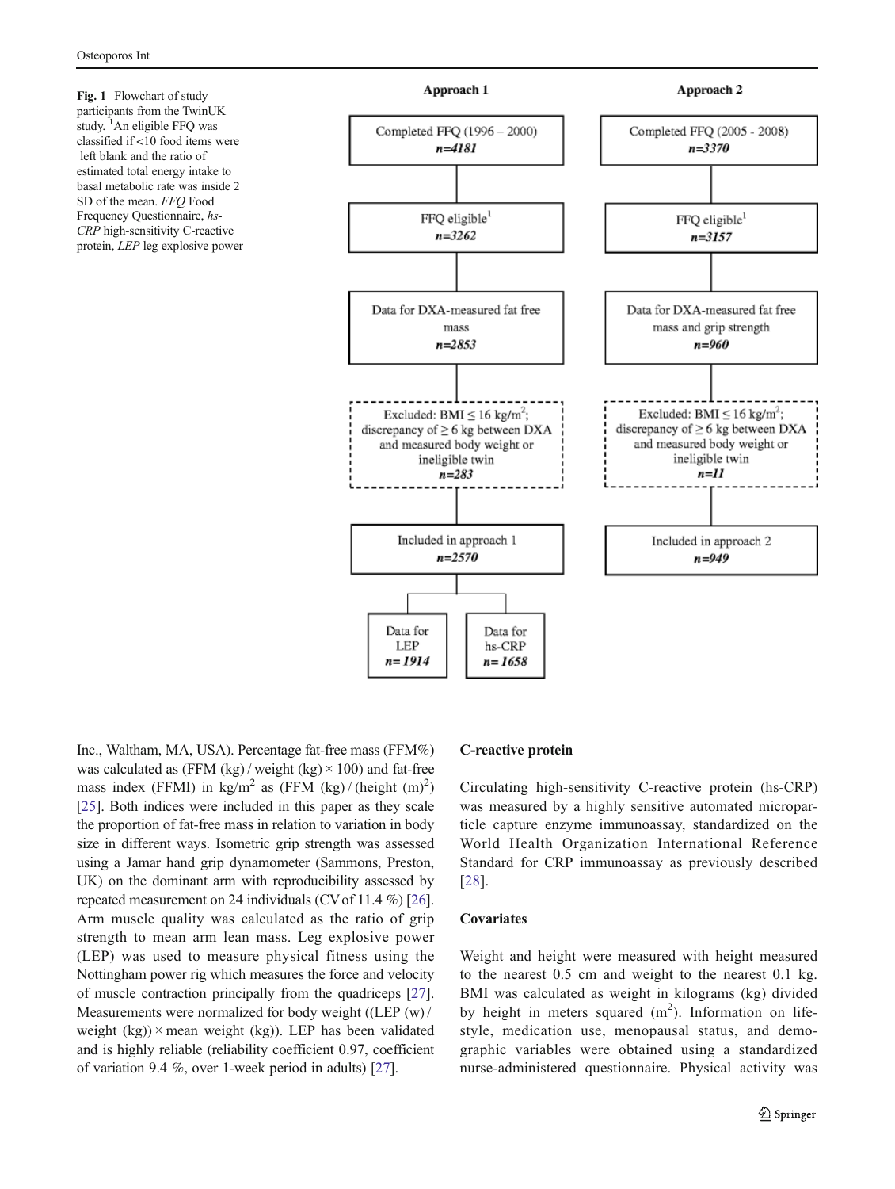Fig. 1 Flowchart of study participants from the TwinUK study. [1]An eligible FFQ was classified if <10 food items were left blank and the ratio of estimated total energy intake to basal metabolic rate was inside 2 SD of the mean. *FFQ* Food Frequency Questionnaire, *hs-CRP* high-sensitivity C-reactive protein, *LEP* leg explosive power

**Approach 1**

- Completed FFQ (1996 – 2000) *n=4181*
- FFQ eligible[1] *n=3262*
- Data for DXA-measured fat free mass *n=2853*
- Excluded: BMI ≤ 16 kg/m$^2$; discrepancy of ≥ 6 kg between DXA and measured body weight or ineligible twin *n=283*
- Included in approach 1 *n=2570*
  - Data for LEP *n= 1914*
  - Data for hs-CRP *n= 1658*

**Approach 2**

- Completed FFQ (2005 - 2008) *n=3370*
- FFQ eligible[1] *n=3157*
- Data for DXA-measured fat free mass and grip strength *n=960*
- Excluded: BMI ≤ 16 kg/m$^2$; discrepancy of ≥ 6 kg between DXA and measured body weight or ineligible twin *n=11*
- Included in approach 2 *n=949*

Inc., Waltham, MA, USA). Percentage fat-free mass (FFM%) was calculated as (FFM (kg) / weight (kg) × 100) and fat-free mass index (FFMI) in kg/m$^2$ as (FFM (kg) / (height (m)$^2$) [25]. Both indices were included in this paper as they scale the proportion of fat-free mass in relation to variation in body size in different ways. Isometric grip strength was assessed using a Jamar hand grip dynamometer (Sammons, Preston, UK) on the dominant arm with reproducibility assessed by repeated measurement on 24 individuals (CV of 11.4 %) [26]. Arm muscle quality was calculated as the ratio of grip strength to mean arm lean mass. Leg explosive power (LEP) was used to measure physical fitness using the Nottingham power rig which measures the force and velocity of muscle contraction principally from the quadriceps [27]. Measurements were normalized for body weight ((LEP (w) / weight (kg)) × mean weight (kg)). LEP has been validated and is highly reliable (reliability coefficient 0.97, coefficient of variation 9.4 %, over 1-week period in adults) [27].

### C-reactive protein

Circulating high-sensitivity C-reactive protein (hs-CRP) was measured by a highly sensitive automated microparticle capture enzyme immunoassay, standardized on the World Health Organization International Reference Standard for CRP immunoassay as previously described [28].

### Covariates

Weight and height were measured with height measured to the nearest 0.5 cm and weight to the nearest 0.1 kg. BMI was calculated as weight in kilograms (kg) divided by height in meters squared (m$^2$). Information on lifestyle, medication use, menopausal status, and demographic variables were obtained using a standardized nurse-administered questionnaire. Physical activity was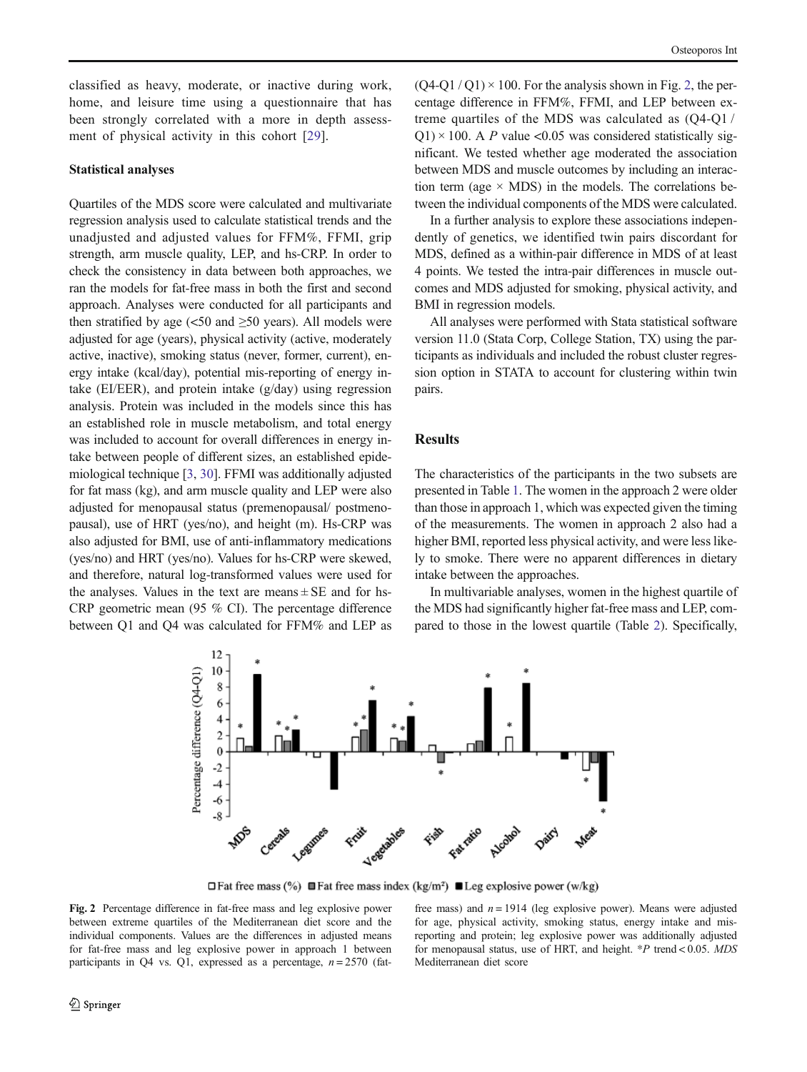classified as heavy, moderate, or inactive during work, home, and leisure time using a questionnaire that has been strongly correlated with a more in depth assessment of physical activity in this cohort [29].

### Statistical analyses

Quartiles of the MDS score were calculated and multivariate regression analysis used to calculate statistical trends and the unadjusted and adjusted values for FFM%, FFMI, grip strength, arm muscle quality, LEP, and hs-CRP. In order to check the consistency in data between both approaches, we ran the models for fat-free mass in both the first and second approach. Analyses were conducted for all participants and then stratified by age (<50 and ≥50 years). All models were adjusted for age (years), physical activity (active, moderately active, inactive), smoking status (never, former, current), energy intake (kcal/day), potential mis-reporting of energy intake (EI/EER), and protein intake (g/day) using regression analysis. Protein was included in the models since this has an established role in muscle metabolism, and total energy was included to account for overall differences in energy intake between people of different sizes, an established epidemiological technique [3, 30]. FFMI was additionally adjusted for fat mass (kg), and arm muscle quality and LEP were also adjusted for menopausal status (premenopausal/ postmenopausal), use of HRT (yes/no), and height (m). Hs-CRP was also adjusted for BMI, use of anti-inflammatory medications (yes/no) and HRT (yes/no). Values for hs-CRP were skewed, and therefore, natural log-transformed values were used for the analyses. Values in the text are means ± SE and for hs-CRP geometric mean (95 % CI). The percentage difference between Q1 and Q4 was calculated for FFM% and LEP as $(Q4\text{-}Q1 / Q1) \times 100$. For the analysis shown in Fig. 2, the percentage difference in FFM%, FFMI, and LEP between extreme quartiles of the MDS was calculated as $(Q4\text{-}Q1 / Q1) \times 100$. A $P$ value <0.05 was considered statistically significant. We tested whether age moderated the association between MDS and muscle outcomes by including an interaction term (age × MDS) in the models. The correlations between the individual components of the MDS were calculated.

In a further analysis to explore these associations independently of genetics, we identified twin pairs discordant for MDS, defined as a within-pair difference in MDS of at least 4 points. We tested the intra-pair differences in muscle outcomes and MDS adjusted for smoking, physical activity, and BMI in regression models.

All analyses were performed with Stata statistical software version 11.0 (Stata Corp, College Station, TX) using the participants as individuals and included the robust cluster regression option in STATA to account for clustering within twin pairs.

## Results

The characteristics of the participants in the two subsets are presented in Table 1. The women in the approach 2 were older than those in approach 1, which was expected given the timing of the measurements. The women in approach 2 also had a higher BMI, reported less physical activity, and were less likely to smoke. There were no apparent differences in dietary intake between the approaches.

In multivariable analyses, women in the highest quartile of the MDS had significantly higher fat-free mass and LEP, compared to those in the lowest quartile (Table 2). Specifically,

**Fig. 2** Percentage difference in fat-free mass and leg explosive power between extreme quartiles of the Mediterranean diet score and the individual components. Values are the differences in adjusted means for fat-free mass and leg explosive power in approach 1 between participants in Q4 vs. Q1, expressed as a percentage, $n = 2570$ (fat-free mass) and $n = 1914$ (leg explosive power). Means were adjusted for age, physical activity, smoking status, energy intake and misreporting and protein; leg explosive power was additionally adjusted for menopausal status, use of HRT, and height. *$P$ trend < 0.05. *MDS* Mediterranean diet score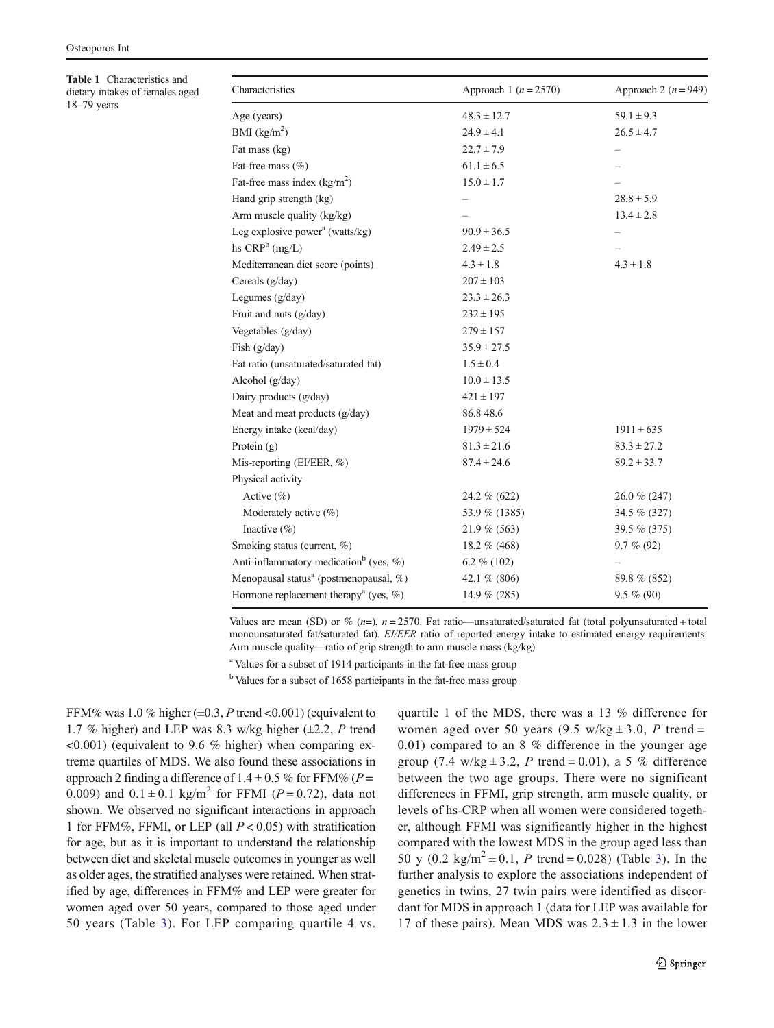**Table 1** Characteristics and dietary intakes of females aged 18–79 years

| Characteristics | Approach 1 ($n=2570$) | Approach 2 ($n=949$) |
|---|---|---|
| Age (years) | 48.3 ± 12.7 | 59.1 ± 9.3 |
| BMI (kg/m$^2$) | 24.9 ± 4.1 | 26.5 ± 4.7 |
| Fat mass (kg) | 22.7 ± 7.9 | – |
| Fat-free mass (%) | 61.1 ± 6.5 | – |
| Fat-free mass index (kg/m$^2$) | 15.0 ± 1.7 | – |
| Hand grip strength (kg) | – | 28.8 ± 5.9 |
| Arm muscle quality (kg/kg) | – | 13.4 ± 2.8 |
| Leg explosive power[a] (watts/kg) | 90.9 ± 36.5 | – |
| hs-CRP[b] (mg/L) | 2.49 ± 2.5 | – |
| Mediterranean diet score (points) | 4.3 ± 1.8 | 4.3 ± 1.8 |
| Cereals (g/day) | 207 ± 103 | |
| Legumes (g/day) | 23.3 ± 26.3 | |
| Fruit and nuts (g/day) | 232 ± 195 | |
| Vegetables (g/day) | 279 ± 157 | |
| Fish (g/day) | 35.9 ± 27.5 | |
| Fat ratio (unsaturated/saturated fat) | 1.5 ± 0.4 | |
| Alcohol (g/day) | 10.0 ± 13.5 | |
| Dairy products (g/day) | 421 ± 197 | |
| Meat and meat products (g/day) | 86.8 48.6 | |
| Energy intake (kcal/day) | 1979 ± 524 | 1911 ± 635 |
| Protein (g) | 81.3 ± 21.6 | 83.3 ± 27.2 |
| Mis-reporting (EI/EER, %) | 87.4 ± 24.6 | 89.2 ± 33.7 |
| Physical activity | | |
| Active (%) | 24.2 % (622) | 26.0 % (247) |
| Moderately active (%) | 53.9 % (1385) | 34.5 % (327) |
| Inactive (%) | 21.9 % (563) | 39.5 % (375) |
| Smoking status (current, %) | 18.2 % (468) | 9.7 % (92) |
| Anti-inflammatory medication[b] (yes, %) | 6.2 % (102) | – |
| Menopausal status[a] (postmenopausal, %) | 42.1 % (806) | 89.8 % (852) |
| Hormone replacement therapy[a] (yes, %) | 14.9 % (285) | 9.5 % (90) |

Values are mean (SD) or % ($n$=), $n=2570$. Fat ratio—unsaturated/saturated fat (total polyunsaturated + total monounsaturated fat/saturated fat). *EI/EER* ratio of reported energy intake to estimated energy requirements. Arm muscle quality—ratio of grip strength to arm muscle mass (kg/kg)

[a] Values for a subset of 1914 participants in the fat-free mass group

[b] Values for a subset of 1658 participants in the fat-free mass group

FFM% was 1.0 % higher (±0.3, $P$ trend <0.001) (equivalent to 1.7 % higher) and LEP was 8.3 w/kg higher (±2.2, $P$ trend <0.001) (equivalent to 9.6 % higher) when comparing extreme quartiles of MDS. We also found these associations in approach 2 finding a difference of 1.4 ± 0.5 % for FFM% ($P=0.009$) and 0.1 ± 0.1 kg/m$^2$ for FFMI ($P=0.72$), data not shown. We observed no significant interactions in approach 1 for FFM%, FFMI, or LEP (all $P<0.05$) with stratification for age, but as it is important to understand the relationship between diet and skeletal muscle outcomes in younger as well as older ages, the stratified analyses were retained. When stratified by age, differences in FFM% and LEP were greater for women aged over 50 years, compared to those aged under 50 years (Table 3). For LEP comparing quartile 4 vs. quartile 1 of the MDS, there was a 13 % difference for women aged over 50 years (9.5 w/kg ± 3.0, $P$ trend = 0.01) compared to an 8 % difference in the younger age group (7.4 w/kg ± 3.2, $P$ trend = 0.01), a 5 % difference between the two age groups. There were no significant differences in FFMI, grip strength, arm muscle quality, or levels of hs-CRP when all women were considered together, although FFMI was significantly higher in the highest compared with the lowest MDS in the group aged less than 50 y (0.2 kg/m$^2$ ± 0.1, $P$ trend = 0.028) (Table 3). In the further analysis to explore the associations independent of genetics in twins, 27 twin pairs were identified as discordant for MDS in approach 1 (data for LEP was available for 17 of these pairs). Mean MDS was 2.3 ± 1.3 in the lower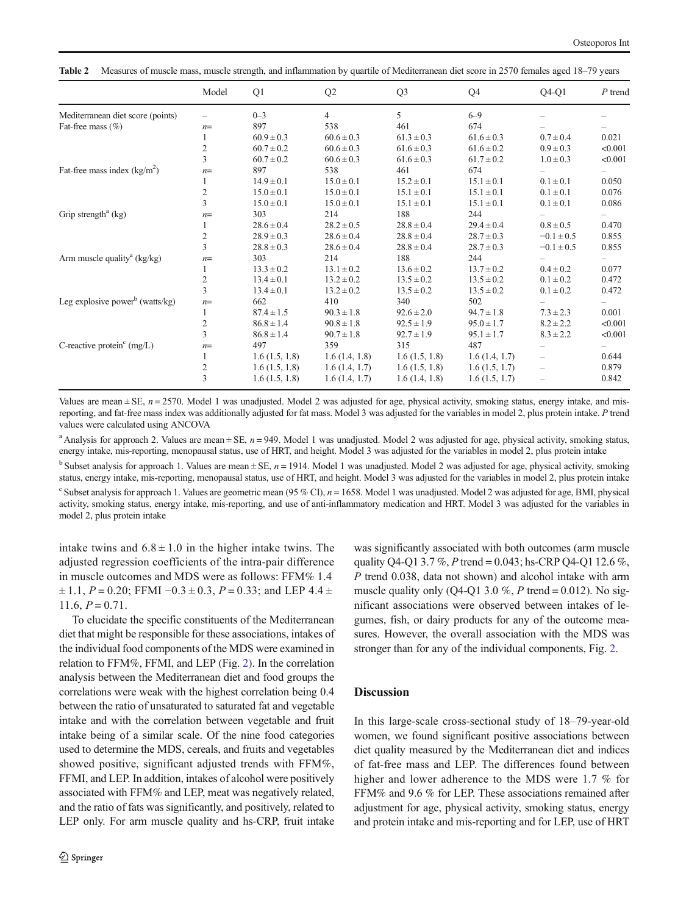**Table 2** Measures of muscle mass, muscle strength, and inflammation by quartile of Mediterranean diet score in 2570 females aged 18–79 years

| | Model | Q1 | Q2 | Q3 | Q4 | Q4-Q1 | *P* trend |
|---|---|---|---|---|---|---|---|
| Mediterranean diet score (points) | – | 0–3 | 4 | 5 | 6–9 | – | – |
| Fat-free mass (%) | *n*= | 897 | 538 | 461 | 674 | – | – |
| | 1 | 60.9 ± 0.3 | 60.6 ± 0.3 | 61.3 ± 0.3 | 61.6 ± 0.3 | 0.7 ± 0.4 | 0.021 |
| | 2 | 60.7 ± 0.2 | 60.6 ± 0.3 | 61.6 ± 0.3 | 61.6 ± 0.2 | 0.9 ± 0.3 | <0.001 |
| | 3 | 60.7 ± 0.2 | 60.6 ± 0.3 | 61.6 ± 0.3 | 61.7 ± 0.2 | 1.0 ± 0.3 | <0.001 |
| Fat-free mass index (kg/m$^2$) | *n*= | 897 | 538 | 461 | 674 | – | – |
| | 1 | 14.9 ± 0.1 | 15.0 ± 0.1 | 15.2 ± 0.1 | 15.1 ± 0.1 | 0.1 ± 0.1 | 0.050 |
| | 2 | 15.0 ± 0.1 | 15.0 ± 0.1 | 15.1 ± 0.1 | 15.1 ± 0.1 | 0.1 ± 0.1 | 0.076 |
| | 3 | 15.0 ± 0.1 | 15.0 ± 0.1 | 15.1 ± 0.1 | 15.1 ± 0.1 | 0.1 ± 0.1 | 0.086 |
| Grip strength[a] (kg) | *n*= | 303 | 214 | 188 | 244 | – | – |
| | 1 | 28.6 ± 0.4 | 28.2 ± 0.5 | 28.8 ± 0.4 | 29.4 ± 0.4 | 0.8 ± 0.5 | 0.470 |
| | 2 | 28.9 ± 0.3 | 28.6 ± 0.4 | 28.8 ± 0.4 | 28.7 ± 0.3 | −0.1 ± 0.5 | 0.855 |
| | 3 | 28.8 ± 0.3 | 28.6 ± 0.4 | 28.8 ± 0.4 | 28.7 ± 0.3 | −0.1 ± 0.5 | 0.855 |
| Arm muscle quality[a] (kg/kg) | *n*= | 303 | 214 | 188 | 244 | – | – |
| | 1 | 13.3 ± 0.2 | 13.1 ± 0.2 | 13.6 ± 0.2 | 13.7 ± 0.2 | 0.4 ± 0.2 | 0.077 |
| | 2 | 13.4 ± 0.1 | 13.2 ± 0.2 | 13.5 ± 0.2 | 13.5 ± 0.2 | 0.1 ± 0.2 | 0.472 |
| | 3 | 13.4 ± 0.1 | 13.2 ± 0.2 | 13.5 ± 0.2 | 13.5 ± 0.2 | 0.1 ± 0.2 | 0.472 |
| Leg explosive power[b] (watts/kg) | *n*= | 662 | 410 | 340 | 502 | – | – |
| | 1 | 87.4 ± 1.5 | 90.3 ± 1.8 | 92.6 ± 2.0 | 94.7 ± 1.8 | 7.3 ± 2.3 | 0.001 |
| | 2 | 86.8 ± 1.4 | 90.8 ± 1.8 | 92.5 ± 1.9 | 95.0 ± 1.7 | 8.2 ± 2.2 | <0.001 |
| | 3 | 86.8 ± 1.4 | 90.7 ± 1.8 | 92.7 ± 1.9 | 95.1 ± 1.7 | 8.3 ± 2.2 | <0.001 |
| C-reactive protein[c] (mg/L) | *n*= | 497 | 359 | 315 | 487 | – | – |
| | 1 | 1.6 (1.5, 1.8) | 1.6 (1.4, 1.8) | 1.6 (1.5, 1.8) | 1.6 (1.4, 1.7) | – | 0.644 |
| | 2 | 1.6 (1.5, 1.8) | 1.6 (1.4, 1.7) | 1.6 (1.5, 1.8) | 1.6 (1.5, 1.7) | – | 0.879 |
| | 3 | 1.6 (1.5, 1.8) | 1.6 (1.4, 1.7) | 1.6 (1.4, 1.8) | 1.6 (1.5, 1.7) | – | 0.842 |

Values are mean ± SE, *n* = 2570. Model 1 was unadjusted. Model 2 was adjusted for age, physical activity, smoking status, energy intake, and mis-reporting, and fat-free mass index was additionally adjusted for fat mass. Model 3 was adjusted for the variables in model 2, plus protein intake. *P* trend values were calculated using ANCOVA

[a] Analysis for approach 2. Values are mean ± SE, *n* = 949. Model 1 was unadjusted. Model 2 was adjusted for age, physical activity, smoking status, energy intake, mis-reporting, menopausal status, use of HRT, and height. Model 3 was adjusted for the variables in model 2, plus protein intake

[b] Subset analysis for approach 1. Values are mean ± SE, *n* = 1914. Model 1 was unadjusted. Model 2 was adjusted for age, physical activity, smoking status, energy intake, mis-reporting, menopausal status, use of HRT, and height. Model 3 was adjusted for the variables in model 2, plus protein intake

[c] Subset analysis for approach 1. Values are geometric mean (95 % CI), *n* = 1658. Model 1 was unadjusted. Model 2 was adjusted for age, BMI, physical activity, smoking status, energy intake, mis-reporting, and use of anti-inflammatory medication and HRT. Model 3 was adjusted for the variables in model 2, plus protein intake

intake twins and 6.8 ± 1.0 in the higher intake twins. The adjusted regression coefficients of the intra-pair difference in muscle outcomes and MDS were as follows: FFM% 1.4 ± 1.1, *P* = 0.20; FFMI −0.3 ± 0.3, *P* = 0.33; and LEP 4.4 ± 11.6, *P* = 0.71.

To elucidate the specific constituents of the Mediterranean diet that might be responsible for these associations, intakes of the individual food components of the MDS were examined in relation to FFM%, FFMI, and LEP (Fig. 2). In the correlation analysis between the Mediterranean diet and food groups the correlations were weak with the highest correlation being 0.4 between the ratio of unsaturated to saturated fat and vegetable intake and with the correlation between vegetable and fruit intake being of a similar scale. Of the nine food categories used to determine the MDS, cereals, and fruits and vegetables showed positive, significant adjusted trends with FFM%, FFMI, and LEP. In addition, intakes of alcohol were positively associated with FFM% and LEP, meat was negatively related, and the ratio of fats was significantly, and positively, related to LEP only. For arm muscle quality and hs-CRP, fruit intake was significantly associated with both outcomes (arm muscle quality Q4-Q1 3.7 %, *P* trend = 0.043; hs-CRP Q4-Q1 12.6 %, *P* trend 0.038, data not shown) and alcohol intake with arm muscle quality only (Q4-Q1 3.0 %, *P* trend = 0.012). No significant associations were observed between intakes of legumes, fish, or dairy products for any of the outcome measures. However, the overall association with the MDS was stronger than for any of the individual components, Fig. 2.

## Discussion

In this large-scale cross-sectional study of 18–79-year-old women, we found significant positive associations between diet quality measured by the Mediterranean diet and indices of fat-free mass and LEP. The differences found between higher and lower adherence to the MDS were 1.7 % for FFM% and 9.6 % for LEP. These associations remained after adjustment for age, physical activity, smoking status, energy and protein intake and mis-reporting and for LEP, use of HRT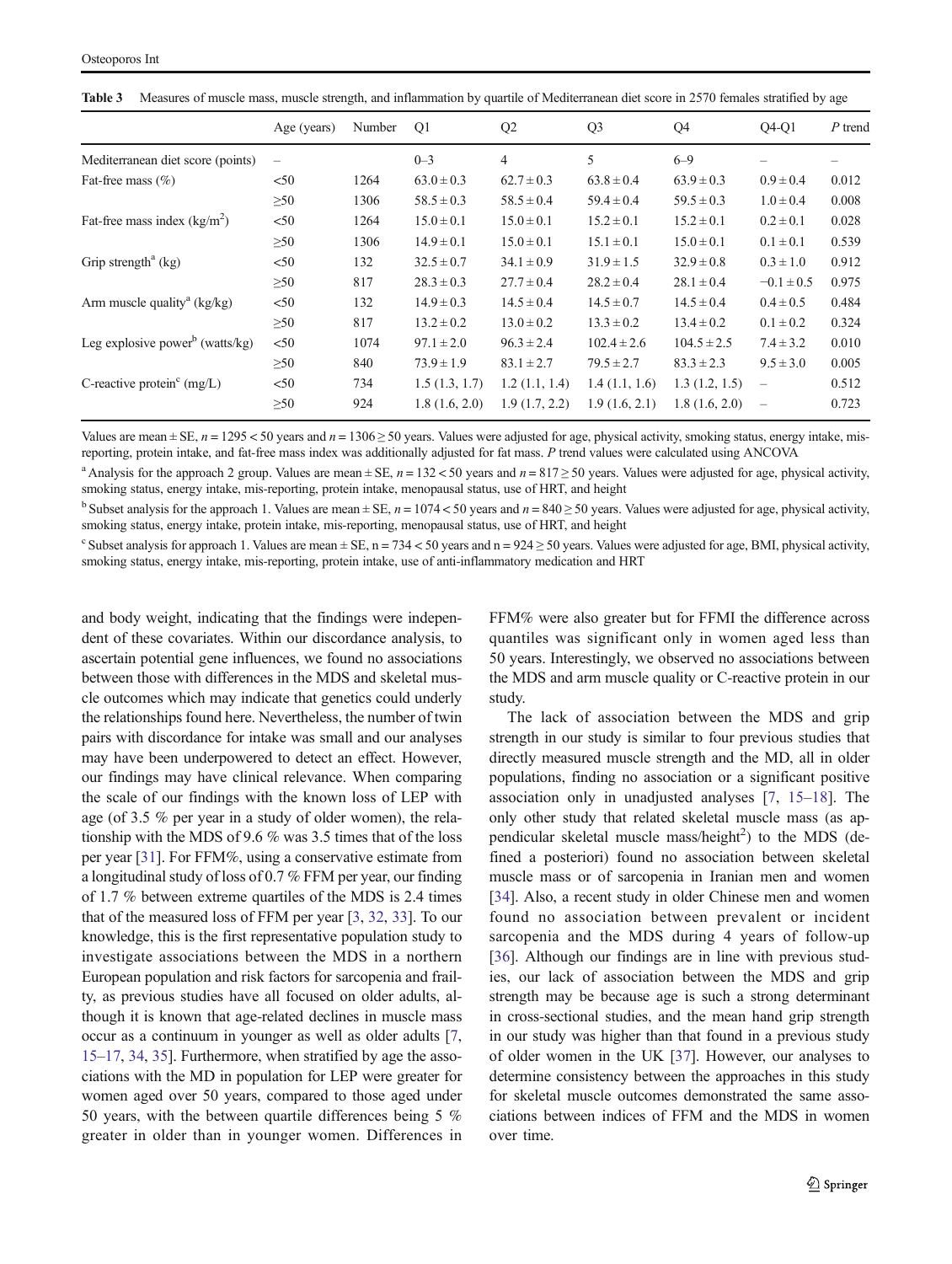**Table 3** Measures of muscle mass, muscle strength, and inflammation by quartile of Mediterranean diet score in 2570 females stratified by age

| | Age (years) | Number | Q1 | Q2 | Q3 | Q4 | Q4-Q1 | *P* trend |
|---|---|---|---|---|---|---|---|---|
| Mediterranean diet score (points) | – | | 0–3 | 4 | 5 | 6–9 | – | – |
| Fat-free mass (%) | <50 | 1264 | 63.0 ± 0.3 | 62.7 ± 0.3 | 63.8 ± 0.4 | 63.9 ± 0.3 | 0.9 ± 0.4 | 0.012 |
| | ≥50 | 1306 | 58.5 ± 0.3 | 58.5 ± 0.4 | 59.4 ± 0.4 | 59.5 ± 0.3 | 1.0 ± 0.4 | 0.008 |
| Fat-free mass index (kg/m$^2$) | <50 | 1264 | 15.0 ± 0.1 | 15.0 ± 0.1 | 15.2 ± 0.1 | 15.2 ± 0.1 | 0.2 ± 0.1 | 0.028 |
| | ≥50 | 1306 | 14.9 ± 0.1 | 15.0 ± 0.1 | 15.1 ± 0.1 | 15.0 ± 0.1 | 0.1 ± 0.1 | 0.539 |
| Grip strength[a] (kg) | <50 | 132 | 32.5 ± 0.7 | 34.1 ± 0.9 | 31.9 ± 1.5 | 32.9 ± 0.8 | 0.3 ± 1.0 | 0.912 |
| | ≥50 | 817 | 28.3 ± 0.3 | 27.7 ± 0.4 | 28.2 ± 0.4 | 28.1 ± 0.4 | −0.1 ± 0.5 | 0.975 |
| Arm muscle quality[a] (kg/kg) | <50 | 132 | 14.9 ± 0.3 | 14.5 ± 0.4 | 14.5 ± 0.7 | 14.5 ± 0.4 | 0.4 ± 0.5 | 0.484 |
| | ≥50 | 817 | 13.2 ± 0.2 | 13.0 ± 0.2 | 13.3 ± 0.2 | 13.4 ± 0.2 | 0.1 ± 0.2 | 0.324 |
| Leg explosive power[b] (watts/kg) | <50 | 1074 | 97.1 ± 2.0 | 96.3 ± 2.4 | 102.4 ± 2.6 | 104.5 ± 2.5 | 7.4 ± 3.2 | 0.010 |
| | ≥50 | 840 | 73.9 ± 1.9 | 83.1 ± 2.7 | 79.5 ± 2.7 | 83.3 ± 2.3 | 9.5 ± 3.0 | 0.005 |
| C-reactive protein[c] (mg/L) | <50 | 734 | 1.5 (1.3, 1.7) | 1.2 (1.1, 1.4) | 1.4 (1.1, 1.6) | 1.3 (1.2, 1.5) | – | 0.512 |
| | ≥50 | 924 | 1.8 (1.6, 2.0) | 1.9 (1.7, 2.2) | 1.9 (1.6, 2.1) | 1.8 (1.6, 2.0) | – | 0.723 |

Values are mean ± SE, $n = 1295 < 50$ years and $n = 1306 \geq 50$ years. Values were adjusted for age, physical activity, smoking status, energy intake, mis-reporting, protein intake, and fat-free mass index was additionally adjusted for fat mass. *P* trend values were calculated using ANCOVA

[a] Analysis for the approach 2 group. Values are mean ± SE, $n = 132 < 50$ years and $n = 817 \geq 50$ years. Values were adjusted for age, physical activity, smoking status, energy intake, mis-reporting, protein intake, menopausal status, use of HRT, and height

[b] Subset analysis for the approach 1. Values are mean ± SE, $n = 1074 < 50$ years and $n = 840 \geq 50$ years. Values were adjusted for age, physical activity, smoking status, energy intake, protein intake, mis-reporting, menopausal status, use of HRT, and height

[c] Subset analysis for approach 1. Values are mean ± SE, n = 734 < 50 years and n = 924 ≥ 50 years. Values were adjusted for age, BMI, physical activity, smoking status, energy intake, mis-reporting, protein intake, use of anti-inflammatory medication and HRT

and body weight, indicating that the findings were independent of these covariates. Within our discordance analysis, to ascertain potential gene influences, we found no associations between those with differences in the MDS and skeletal muscle outcomes which may indicate that genetics could underly the relationships found here. Nevertheless, the number of twin pairs with discordance for intake was small and our analyses may have been underpowered to detect an effect. However, our findings may have clinical relevance. When comparing the scale of our findings with the known loss of LEP with age (of 3.5 % per year in a study of older women), the relationship with the MDS of 9.6 % was 3.5 times that of the loss per year [31]. For FFM%, using a conservative estimate from a longitudinal study of loss of 0.7 % FFM per year, our finding of 1.7 % between extreme quartiles of the MDS is 2.4 times that of the measured loss of FFM per year [3, 32, 33]. To our knowledge, this is the first representative population study to investigate associations between the MDS in a northern European population and risk factors for sarcopenia and frailty, as previous studies have all focused on older adults, although it is known that age-related declines in muscle mass occur as a continuum in younger as well as older adults [7, 15–17, 34, 35]. Furthermore, when stratified by age the associations with the MD in population for LEP were greater for women aged over 50 years, compared to those aged under 50 years, with the between quartile differences being 5 % greater in older than in younger women. Differences in FFM% were also greater but for FFMI the difference across quantiles was significant only in women aged less than 50 years. Interestingly, we observed no associations between the MDS and arm muscle quality or C-reactive protein in our study.

The lack of association between the MDS and grip strength in our study is similar to four previous studies that directly measured muscle strength and the MD, all in older populations, finding no association or a significant positive association only in unadjusted analyses [7, 15–18]. The only other study that related skeletal muscle mass (as appendicular skeletal muscle mass/height$^2$) to the MDS (defined a posteriori) found no association between skeletal muscle mass or of sarcopenia in Iranian men and women [34]. Also, a recent study in older Chinese men and women found no association between prevalent or incident sarcopenia and the MDS during 4 years of follow-up [36]. Although our findings are in line with previous studies, our lack of association between the MDS and grip strength may be because age is such a strong determinant in cross-sectional studies, and the mean hand grip strength in our study was higher than that found in a previous study of older women in the UK [37]. However, our analyses to determine consistency between the approaches in this study for skeletal muscle outcomes demonstrated the same associations between indices of FFM and the MDS in women over time.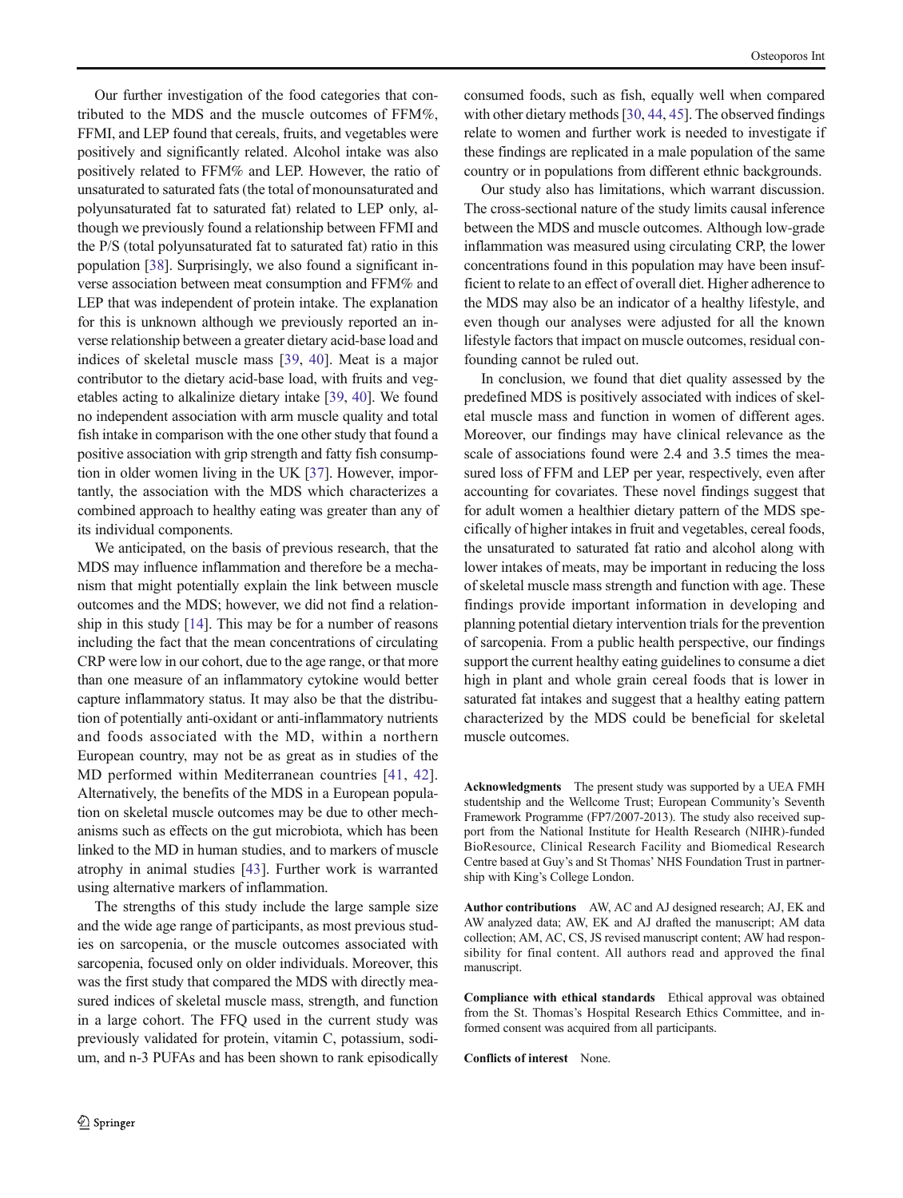Our further investigation of the food categories that contributed to the MDS and the muscle outcomes of FFM%, FFMI, and LEP found that cereals, fruits, and vegetables were positively and significantly related. Alcohol intake was also positively related to FFM% and LEP. However, the ratio of unsaturated to saturated fats (the total of monounsaturated and polyunsaturated fat to saturated fat) related to LEP only, although we previously found a relationship between FFMI and the P/S (total polyunsaturated fat to saturated fat) ratio in this population [38]. Surprisingly, we also found a significant inverse association between meat consumption and FFM% and LEP that was independent of protein intake. The explanation for this is unknown although we previously reported an inverse relationship between a greater dietary acid-base load and indices of skeletal muscle mass [39, 40]. Meat is a major contributor to the dietary acid-base load, with fruits and vegetables acting to alkalinize dietary intake [39, 40]. We found no independent association with arm muscle quality and total fish intake in comparison with the one other study that found a positive association with grip strength and fatty fish consumption in older women living in the UK [37]. However, importantly, the association with the MDS which characterizes a combined approach to healthy eating was greater than any of its individual components.

We anticipated, on the basis of previous research, that the MDS may influence inflammation and therefore be a mechanism that might potentially explain the link between muscle outcomes and the MDS; however, we did not find a relationship in this study [14]. This may be for a number of reasons including the fact that the mean concentrations of circulating CRP were low in our cohort, due to the age range, or that more than one measure of an inflammatory cytokine would better capture inflammatory status. It may also be that the distribution of potentially anti-oxidant or anti-inflammatory nutrients and foods associated with the MD, within a northern European country, may not be as great as in studies of the MD performed within Mediterranean countries [41, 42]. Alternatively, the benefits of the MDS in a European population on skeletal muscle outcomes may be due to other mechanisms such as effects on the gut microbiota, which has been linked to the MD in human studies, and to markers of muscle atrophy in animal studies [43]. Further work is warranted using alternative markers of inflammation.

The strengths of this study include the large sample size and the wide age range of participants, as most previous studies on sarcopenia, or the muscle outcomes associated with sarcopenia, focused only on older individuals. Moreover, this was the first study that compared the MDS with directly measured indices of skeletal muscle mass, strength, and function in a large cohort. The FFQ used in the current study was previously validated for protein, vitamin C, potassium, sodium, and n-3 PUFAs and has been shown to rank episodically consumed foods, such as fish, equally well when compared with other dietary methods [30, 44, 45]. The observed findings relate to women and further work is needed to investigate if these findings are replicated in a male population of the same country or in populations from different ethnic backgrounds.

Our study also has limitations, which warrant discussion. The cross-sectional nature of the study limits causal inference between the MDS and muscle outcomes. Although low-grade inflammation was measured using circulating CRP, the lower concentrations found in this population may have been insufficient to relate to an effect of overall diet. Higher adherence to the MDS may also be an indicator of a healthy lifestyle, and even though our analyses were adjusted for all the known lifestyle factors that impact on muscle outcomes, residual confounding cannot be ruled out.

In conclusion, we found that diet quality assessed by the predefined MDS is positively associated with indices of skeletal muscle mass and function in women of different ages. Moreover, our findings may have clinical relevance as the scale of associations found were 2.4 and 3.5 times the measured loss of FFM and LEP per year, respectively, even after accounting for covariates. These novel findings suggest that for adult women a healthier dietary pattern of the MDS specifically of higher intakes in fruit and vegetables, cereal foods, the unsaturated to saturated fat ratio and alcohol along with lower intakes of meats, may be important in reducing the loss of skeletal muscle mass strength and function with age. These findings provide important information in developing and planning potential dietary intervention trials for the prevention of sarcopenia. From a public health perspective, our findings support the current healthy eating guidelines to consume a diet high in plant and whole grain cereal foods that is lower in saturated fat intakes and suggest that a healthy eating pattern characterized by the MDS could be beneficial for skeletal muscle outcomes.

**Acknowledgments** The present study was supported by a UEA FMH studentship and the Wellcome Trust; European Community's Seventh Framework Programme (FP7/2007-2013). The study also received support from the National Institute for Health Research (NIHR)-funded BioResource, Clinical Research Facility and Biomedical Research Centre based at Guy's and St Thomas' NHS Foundation Trust in partnership with King's College London.

**Author contributions** AW, AC and AJ designed research; AJ, EK and AW analyzed data; AW, EK and AJ drafted the manuscript; AM data collection; AM, AC, CS, JS revised manuscript content; AW had responsibility for final content. All authors read and approved the final manuscript.

**Compliance with ethical standards** Ethical approval was obtained from the St. Thomas's Hospital Research Ethics Committee, and informed consent was acquired from all participants.

**Conflicts of interest** None.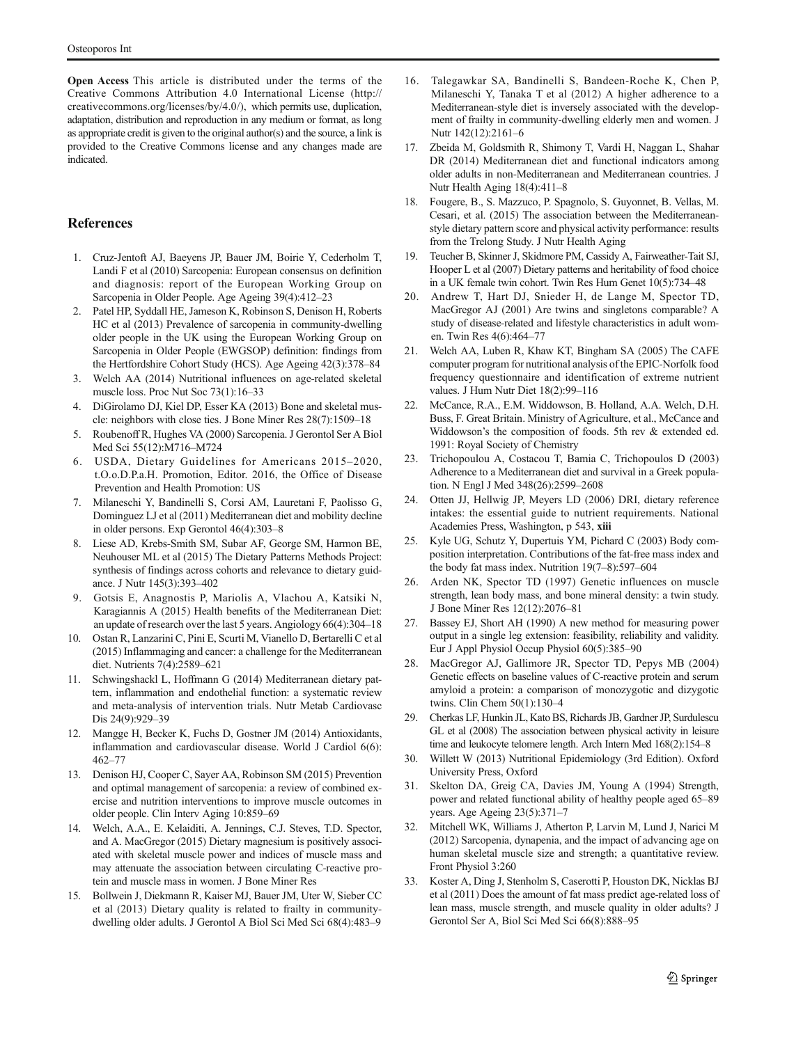**Open Access** This article is distributed under the terms of the Creative Commons Attribution 4.0 International License (http://creativecommons.org/licenses/by/4.0/), which permits use, duplication, adaptation, distribution and reproduction in any medium or format, as long as appropriate credit is given to the original author(s) and the source, a link is provided to the Creative Commons license and any changes made are indicated.

## References

1. Cruz-Jentoft AJ, Baeyens JP, Bauer JM, Boirie Y, Cederholm T, Landi F et al (2010) Sarcopenia: European consensus on definition and diagnosis: report of the European Working Group on Sarcopenia in Older People. Age Ageing 39(4):412–23
2. Patel HP, Syddall HE, Jameson K, Robinson S, Denison H, Roberts HC et al (2013) Prevalence of sarcopenia in community-dwelling older people in the UK using the European Working Group on Sarcopenia in Older People (EWGSOP) definition: findings from the Hertfordshire Cohort Study (HCS). Age Ageing 42(3):378–84
3. Welch AA (2014) Nutritional influences on age-related skeletal muscle loss. Proc Nut Soc 73(1):16–33
4. DiGirolamo DJ, Kiel DP, Esser KA (2013) Bone and skeletal muscle: neighbors with close ties. J Bone Miner Res 28(7):1509–18
5. Roubenoff R, Hughes VA (2000) Sarcopenia. J Gerontol Ser A Biol Med Sci 55(12):M716–M724
6. USDA, Dietary Guidelines for Americans 2015–2020, t.O.o.D.P.a.H. Promotion, Editor. 2016, the Office of Disease Prevention and Health Promotion: US
7. Milaneschi Y, Bandinelli S, Corsi AM, Lauretani F, Paolisso G, Dominguez LJ et al (2011) Mediterranean diet and mobility decline in older persons. Exp Gerontol 46(4):303–8
8. Liese AD, Krebs-Smith SM, Subar AF, George SM, Harmon BE, Neuhouser ML et al (2015) The Dietary Patterns Methods Project: synthesis of findings across cohorts and relevance to dietary guidance. J Nutr 145(3):393–402
9. Gotsis E, Anagnostis P, Mariolis A, Vlachou A, Katsiki N, Karagiannis A (2015) Health benefits of the Mediterranean Diet: an update of research over the last 5 years. Angiology 66(4):304–18
10. Ostan R, Lanzarini C, Pini E, Scurti M, Vianello D, Bertarelli C et al (2015) Inflammaging and cancer: a challenge for the Mediterranean diet. Nutrients 7(4):2589–621
11. Schwingshackl L, Hoffmann G (2014) Mediterranean dietary pattern, inflammation and endothelial function: a systematic review and meta-analysis of intervention trials. Nutr Metab Cardiovasc Dis 24(9):929–39
12. Mangge H, Becker K, Fuchs D, Gostner JM (2014) Antioxidants, inflammation and cardiovascular disease. World J Cardiol 6(6): 462–77
13. Denison HJ, Cooper C, Sayer AA, Robinson SM (2015) Prevention and optimal management of sarcopenia: a review of combined exercise and nutrition interventions to improve muscle outcomes in older people. Clin Interv Aging 10:859–69
14. Welch, A.A., E. Kelaiditi, A. Jennings, C.J. Steves, T.D. Spector, and A. MacGregor (2015) Dietary magnesium is positively associated with skeletal muscle power and indices of muscle mass and may attenuate the association between circulating C-reactive protein and muscle mass in women. J Bone Miner Res
15. Bollwein J, Diekmann R, Kaiser MJ, Bauer JM, Uter W, Sieber CC et al (2013) Dietary quality is related to frailty in community-dwelling older adults. J Gerontol A Biol Sci Med Sci 68(4):483–9
16. Talegawkar SA, Bandinelli S, Bandeen-Roche K, Chen P, Milaneschi Y, Tanaka T et al (2012) A higher adherence to a Mediterranean-style diet is inversely associated with the development of frailty in community-dwelling elderly men and women. J Nutr 142(12):2161–6
17. Zbeida M, Goldsmith R, Shimony T, Vardi H, Naggan L, Shahar DR (2014) Mediterranean diet and functional indicators among older adults in non-Mediterranean and Mediterranean countries. J Nutr Health Aging 18(4):411–8
18. Fougere, B., S. Mazzuco, P. Spagnolo, S. Guyonnet, B. Vellas, M. Cesari, et al. (2015) The association between the Mediterranean-style dietary pattern score and physical activity performance: results from the Trelong Study. J Nutr Health Aging
19. Teucher B, Skinner J, Skidmore PM, Cassidy A, Fairweather-Tait SJ, Hooper L et al (2007) Dietary patterns and heritability of food choice in a UK female twin cohort. Twin Res Hum Genet 10(5):734–48
20. Andrew T, Hart DJ, Snieder H, de Lange M, Spector TD, MacGregor AJ (2001) Are twins and singletons comparable? A study of disease-related and lifestyle characteristics in adult women. Twin Res 4(6):464–77
21. Welch AA, Luben R, Khaw KT, Bingham SA (2005) The CAFE computer program for nutritional analysis of the EPIC-Norfolk food frequency questionnaire and identification of extreme nutrient values. J Hum Nutr Diet 18(2):99–116
22. McCance, R.A., E.M. Widdowson, B. Holland, A.A. Welch, D.H. Buss, F. Great Britain. Ministry of Agriculture, et al., McCance and Widdowson's the composition of foods. 5th rev & extended ed. 1991: Royal Society of Chemistry
23. Trichopoulou A, Costacou T, Bamia C, Trichopoulos D (2003) Adherence to a Mediterranean diet and survival in a Greek population. N Engl J Med 348(26):2599–2608
24. Otten JJ, Hellwig JP, Meyers LD (2006) DRI, dietary reference intakes: the essential guide to nutrient requirements. National Academies Press, Washington, p 543, **xiii**
25. Kyle UG, Schutz Y, Dupertuis YM, Pichard C (2003) Body composition interpretation. Contributions of the fat-free mass index and the body fat mass index. Nutrition 19(7–8):597–604
26. Arden NK, Spector TD (1997) Genetic influences on muscle strength, lean body mass, and bone mineral density: a twin study. J Bone Miner Res 12(12):2076–81
27. Bassey EJ, Short AH (1990) A new method for measuring power output in a single leg extension: feasibility, reliability and validity. Eur J Appl Physiol Occup Physiol 60(5):385–90
28. MacGregor AJ, Gallimore JR, Spector TD, Pepys MB (2004) Genetic effects on baseline values of C-reactive protein and serum amyloid a protein: a comparison of monozygotic and dizygotic twins. Clin Chem 50(1):130–4
29. Cherkas LF, Hunkin JL, Kato BS, Richards JB, Gardner JP, Surdulescu GL et al (2008) The association between physical activity in leisure time and leukocyte telomere length. Arch Intern Med 168(2):154–8
30. Willett W (2013) Nutritional Epidemiology (3rd Edition). Oxford University Press, Oxford
31. Skelton DA, Greig CA, Davies JM, Young A (1994) Strength, power and related functional ability of healthy people aged 65–89 years. Age Ageing 23(5):371–7
32. Mitchell WK, Williams J, Atherton P, Larvin M, Lund J, Narici M (2012) Sarcopenia, dynapenia, and the impact of advancing age on human skeletal muscle size and strength; a quantitative review. Front Physiol 3:260
33. Koster A, Ding J, Stenholm S, Caserotti P, Houston DK, Nicklas BJ et al (2011) Does the amount of fat mass predict age-related loss of lean mass, muscle strength, and muscle quality in older adults? J Gerontol Ser A, Biol Sci Med Sci 66(8):888–95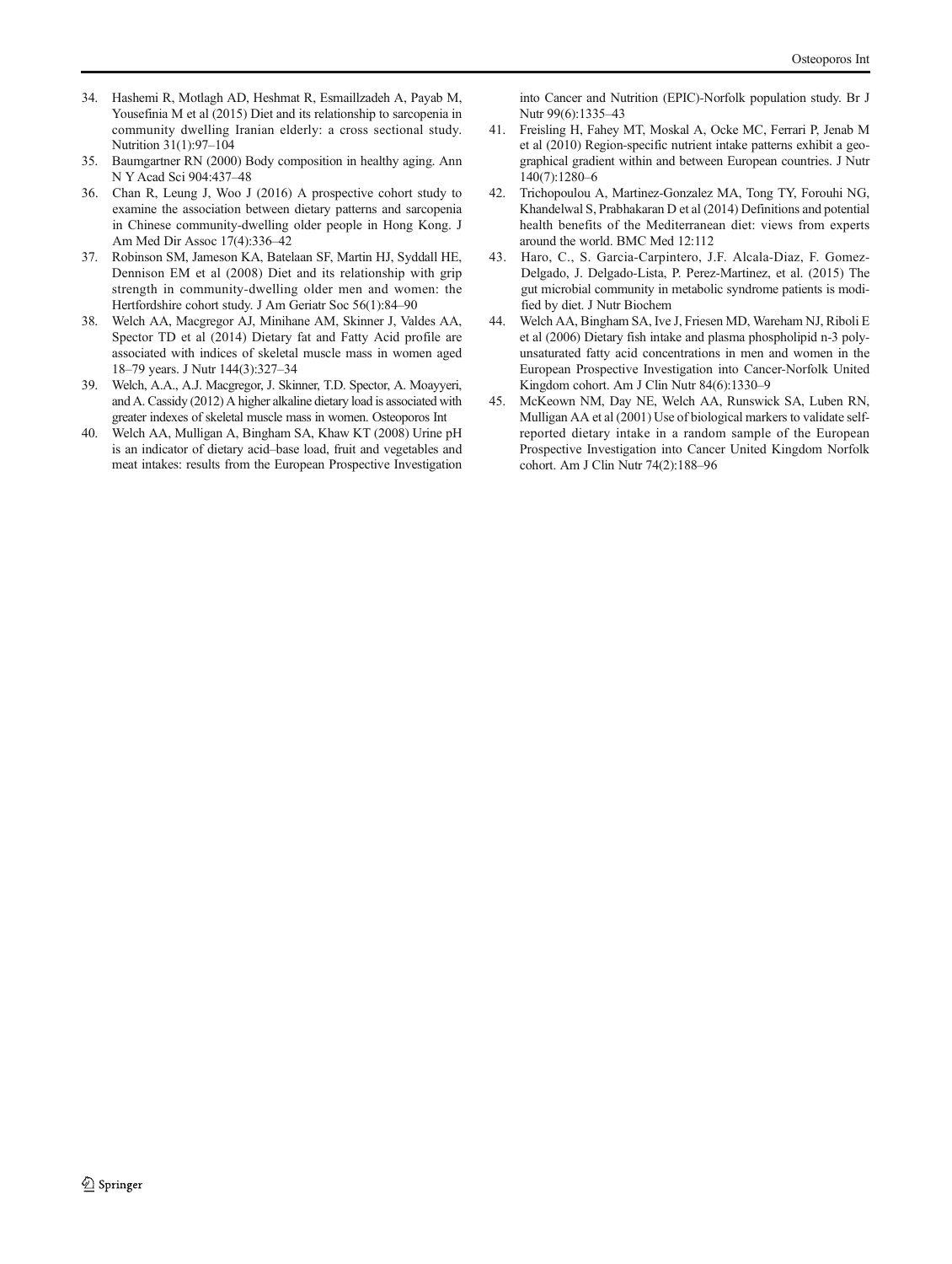34. Hashemi R, Motlagh AD, Heshmat R, Esmaillzadeh A, Payab M, Yousefinia M et al (2015) Diet and its relationship to sarcopenia in community dwelling Iranian elderly: a cross sectional study. Nutrition 31(1):97–104
35. Baumgartner RN (2000) Body composition in healthy aging. Ann N Y Acad Sci 904:437–48
36. Chan R, Leung J, Woo J (2016) A prospective cohort study to examine the association between dietary patterns and sarcopenia in Chinese community-dwelling older people in Hong Kong. J Am Med Dir Assoc 17(4):336–42
37. Robinson SM, Jameson KA, Batelaan SF, Martin HJ, Syddall HE, Dennison EM et al (2008) Diet and its relationship with grip strength in community-dwelling older men and women: the Hertfordshire cohort study. J Am Geriatr Soc 56(1):84–90
38. Welch AA, Macgregor AJ, Minihane AM, Skinner J, Valdes AA, Spector TD et al (2014) Dietary fat and Fatty Acid profile are associated with indices of skeletal muscle mass in women aged 18–79 years. J Nutr 144(3):327–34
39. Welch, A.A., A.J. Macgregor, J. Skinner, T.D. Spector, A. Moayyeri, and A. Cassidy (2012) A higher alkaline dietary load is associated with greater indexes of skeletal muscle mass in women. Osteoporos Int
40. Welch AA, Mulligan A, Bingham SA, Khaw KT (2008) Urine pH is an indicator of dietary acid–base load, fruit and vegetables and meat intakes: results from the European Prospective Investigation into Cancer and Nutrition (EPIC)-Norfolk population study. Br J Nutr 99(6):1335–43
41. Freisling H, Fahey MT, Moskal A, Ocke MC, Ferrari P, Jenab M et al (2010) Region-specific nutrient intake patterns exhibit a geographical gradient within and between European countries. J Nutr 140(7):1280–6
42. Trichopoulou A, Martinez-Gonzalez MA, Tong TY, Forouhi NG, Khandelwal S, Prabhakaran D et al (2014) Definitions and potential health benefits of the Mediterranean diet: views from experts around the world. BMC Med 12:112
43. Haro, C., S. Garcia-Carpintero, J.F. Alcala-Diaz, F. Gomez-Delgado, J. Delgado-Lista, P. Perez-Martinez, et al. (2015) The gut microbial community in metabolic syndrome patients is modified by diet. J Nutr Biochem
44. Welch AA, Bingham SA, Ive J, Friesen MD, Wareham NJ, Riboli E et al (2006) Dietary fish intake and plasma phospholipid n-3 polyunsaturated fatty acid concentrations in men and women in the European Prospective Investigation into Cancer-Norfolk United Kingdom cohort. Am J Clin Nutr 84(6):1330–9
45. McKeown NM, Day NE, Welch AA, Runswick SA, Luben RN, Mulligan AA et al (2001) Use of biological markers to validate self-reported dietary intake in a random sample of the European Prospective Investigation into Cancer United Kingdom Norfolk cohort. Am J Clin Nutr 74(2):188–96